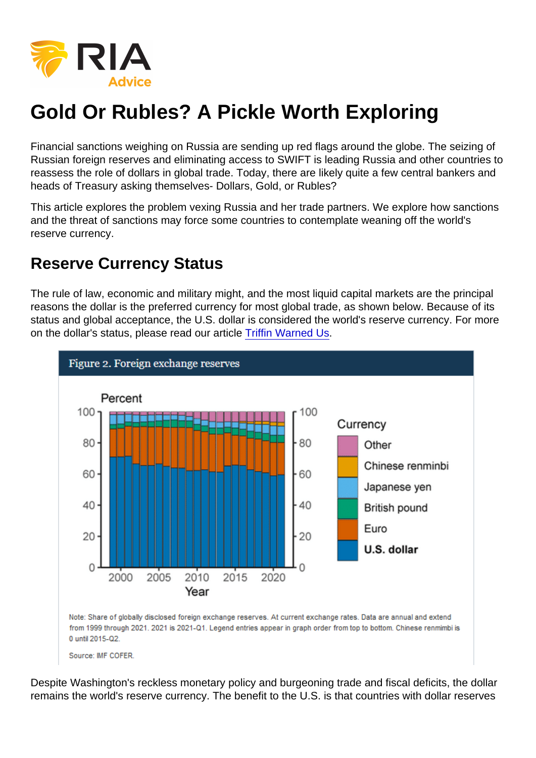# Gold Or Rubles? A Pickle Worth Exploring

Financial sanctions weighing on Russia are sending up red flags around the globe. The seizing of Russian foreign reserves and eliminating access to SWIFT is leading Russia and other countries to reassess the role of dollars in global trade. Today, there are likely quite a few central bankers and heads of Treasury asking themselves- Dollars, Gold, or Rubles?

This article explores the problem vexing Russia and her trade partners. We explore how sanctions and the threat of sanctions may force some countries to contemplate weaning off the world's reserve currency.

## Reserve Currency Status

The rule of law, economic and military might, and the most liquid capital markets are the principal reasons the dollar is the preferred currency for most global trade, as shown below. Because of its status and global acceptance, the U.S. dollar is considered the world's reserve currency. For more on the dollar's status, please read our article [Triffin Warned Us](Triffin Warned Us).

**Figure 2. Foreign exchange reserves**

Note: Share of globally disclosed foreign exchange reserves. At current exchange rates. Data are annual and extend from 1999 through 2021. 2021 is 2021-Q1. Legend entries appear in graph order from top to bottom. Chinese renminbi is 0 until 2015-Q2.

Source: IMF COFER.

Despite Washington's reckless monetary policy and burgeoning trade and fiscal deficits, the dollar remains the world's reserve currency. The benefit to the U.S. is that countries with dollar reserves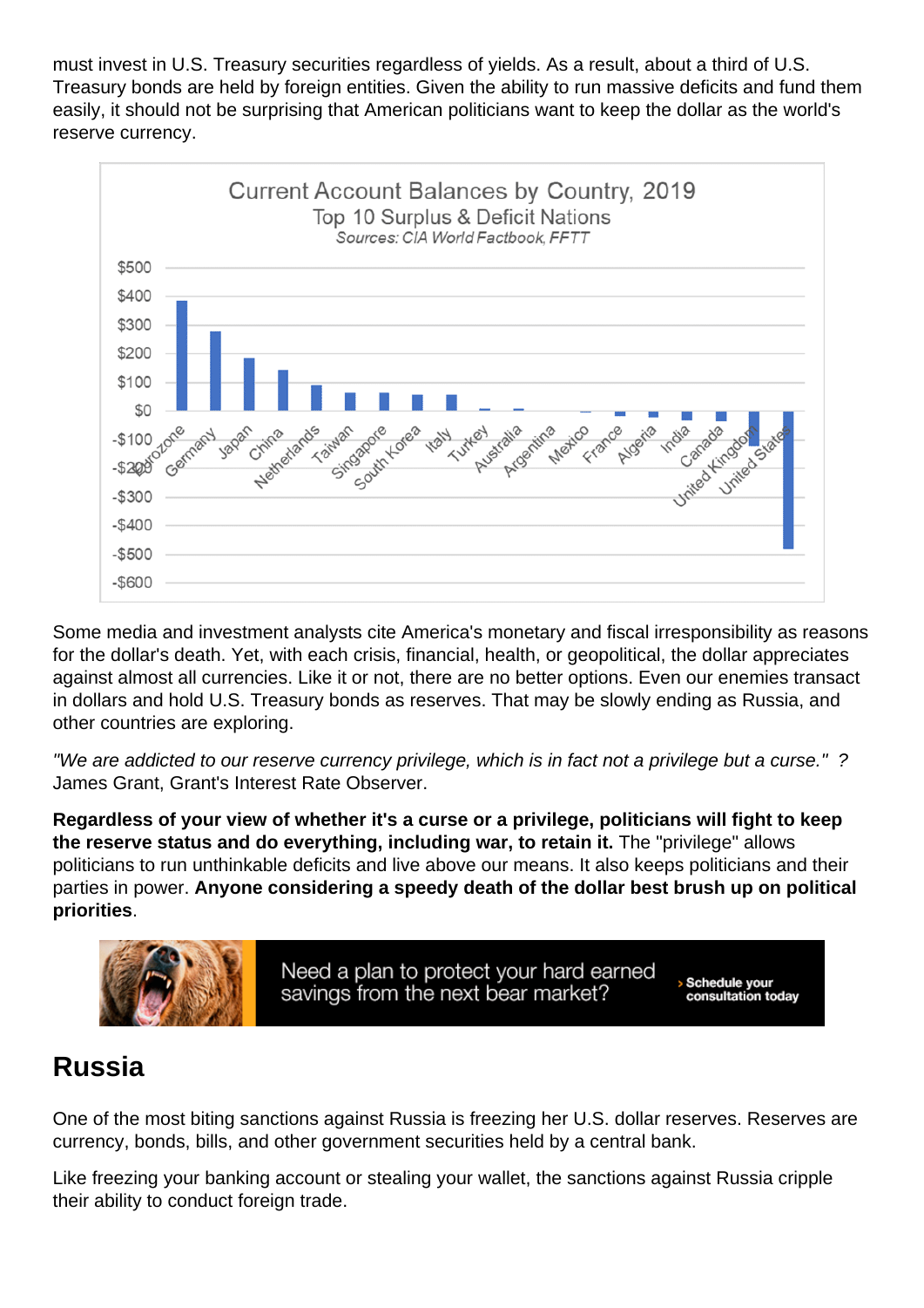must invest in U.S. Treasury securities regardless of yields. As a result, about a third of U.S. Treasury bonds are held by foreign entities. Given the ability to run massive deficits and fund them easily, it should not be surprising that American politicians want to keep the dollar as the world's reserve currency.

Some media and investment analysts cite America's monetary and fiscal irresponsibility as reasons for the dollar's death. Yet, with each crisis, financial, health, or geopolitical, the dollar appreciates against almost all currencies. Like it or not, there are no better options. Even our enemies transact in dollars and hold U.S. Treasury bonds as reserves. That may be slowly ending as Russia, and other countries are exploring.

*"We are addicted to our reserve currency privilege, which is in fact not a privilege but a curse." ?* James Grant, Grant's Interest Rate Observer.

**Regardless of your view of whether it's a curse or a privilege, politicians will fight to keep the reserve status and do everything, including war, to retain it.** The "privilege" allows politicians to run unthinkable deficits and live above our means. It also keeps politicians and their parties in power. **Anyone considering a speedy death of the dollar best brush up on political priorities**.

## Russia

One of the most biting sanctions against Russia is freezing her U.S. dollar reserves. Reserves are currency, bonds, bills, and other government securities held by a central bank.

Like freezing your banking account or stealing your wallet, the sanctions against Russia cripple their ability to conduct foreign trade.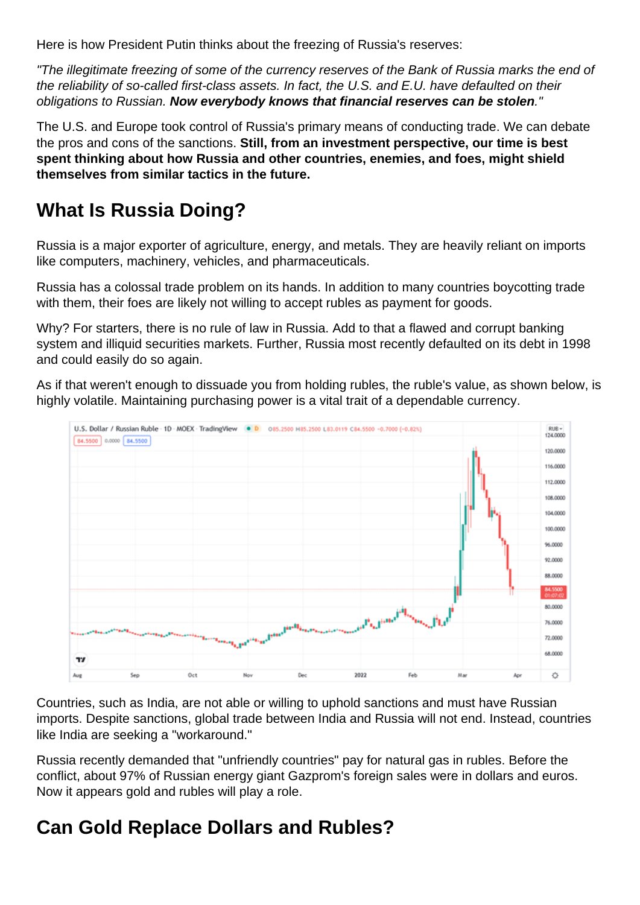Here is how President Putin thinks about the freezing of Russia's reserves:

*"The illegitimate freezing of some of the currency reserves of the Bank of Russia marks the end of the reliability of so-called first-class assets. In fact, the U.S. and E.U. have defaulted on their obligations to Russian.* ***Now everybody knows that financial reserves can be stolen****."*

The U.S. and Europe took control of Russia's primary means of conducting trade. We can debate the pros and cons of the sanctions. **Still, from an investment perspective, our time is best spent thinking about how Russia and other countries, enemies, and foes, might shield themselves from similar tactics in the future.**

## What Is Russia Doing?

Russia is a major exporter of agriculture, energy, and metals. They are heavily reliant on imports like computers, machinery, vehicles, and pharmaceuticals.

Russia has a colossal trade problem on its hands. In addition to many countries boycotting trade with them, their foes are likely not willing to accept rubles as payment for goods.

Why? For starters, there is no rule of law in Russia. Add to that a flawed and corrupt banking system and illiquid securities markets. Further, Russia most recently defaulted on its debt in 1998 and could easily do so again.

As if that weren't enough to dissuade you from holding rubles, the ruble's value, as shown below, is highly volatile. Maintaining purchasing power is a vital trait of a dependable currency.

Countries, such as India, are not able or willing to uphold sanctions and must have Russian imports. Despite sanctions, global trade between India and Russia will not end. Instead, countries like India are seeking a "workaround."

Russia recently demanded that "unfriendly countries" pay for natural gas in rubles. Before the conflict, about 97% of Russian energy giant Gazprom's foreign sales were in dollars and euros. Now it appears gold and rubles will play a role.

## Can Gold Replace Dollars and Rubles?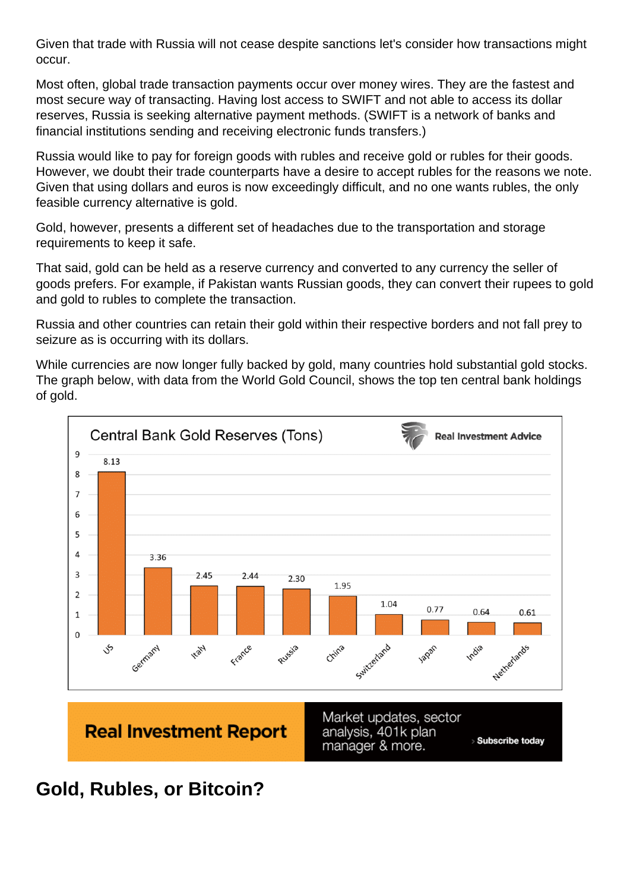Given that trade with Russia will not cease despite sanctions let's consider how transactions might occur.

Most often, global trade transaction payments occur over money wires. They are the fastest and most secure way of transacting. Having lost access to SWIFT and not able to access its dollar reserves, Russia is seeking alternative payment methods. (SWIFT is a network of banks and financial institutions sending and receiving electronic funds transfers.)

Russia would like to pay for foreign goods with rubles and receive gold or rubles for their goods. However, we doubt their trade counterparts have a desire to accept rubles for the reasons we note. Given that using dollars and euros is now exceedingly difficult, and no one wants rubles, the only feasible currency alternative is gold.

Gold, however, presents a different set of headaches due to the transportation and storage requirements to keep it safe.

That said, gold can be held as a reserve currency and converted to any currency the seller of goods prefers. For example, if Pakistan wants Russian goods, they can convert their rupees to gold and gold to rubles to complete the transaction.

Russia and other countries can retain their gold within their respective borders and not fall prey to seizure as is occurring with its dollars.

While currencies are now longer fully backed by gold, many countries hold substantial gold stocks. The graph below, with data from the World Gold Council, shows the top ten central bank holdings of gold.

**Central Bank Gold Reserves (Tons)** — Real Investment Advice

| Country | Gold Reserves (Tons) |
|---|---|
| US | 8.13 |
| Germany | 3.36 |
| Italy | 2.45 |
| France | 2.44 |
| Russia | 2.30 |
| China | 1.95 |
| Switzerland | 1.04 |
| Japan | 0.77 |
| India | 0.64 |
| Netherlands | 0.61 |

## Gold, Rubles, or Bitcoin?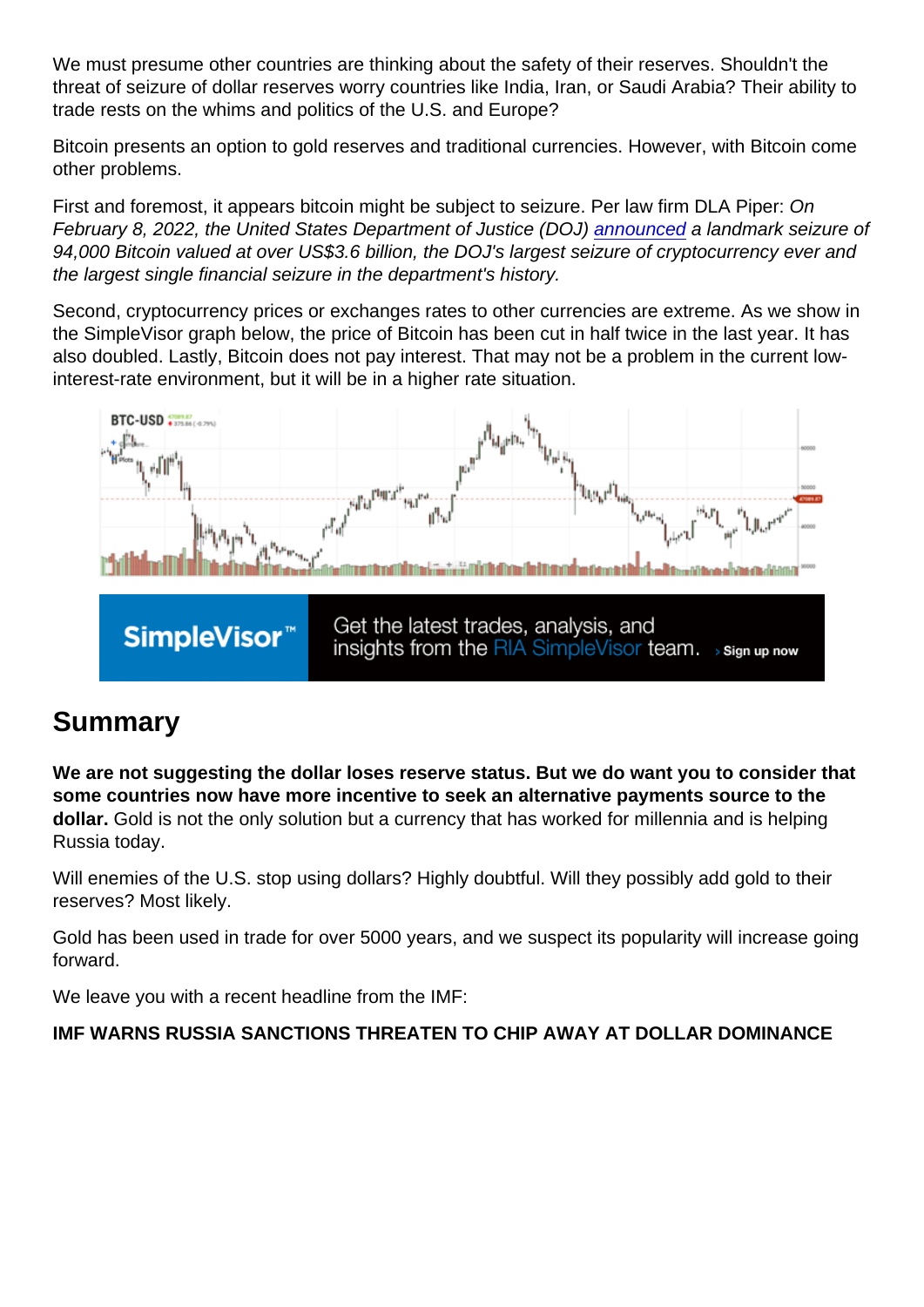We must presume other countries are thinking about the safety of their reserves. Shouldn't the threat of seizure of dollar reserves worry countries like India, Iran, or Saudi Arabia? Their ability to trade rests on the whims and politics of the U.S. and Europe?

Bitcoin presents an option to gold reserves and traditional currencies. However, with Bitcoin come other problems.

First and foremost, it appears bitcoin might be subject to seizure. Per law firm DLA Piper: *On February 8, 2022, the United States Department of Justice (DOJ) announced a landmark seizure of 94,000 Bitcoin valued at over US$3.6 billion, the DOJ's largest seizure of cryptocurrency ever and the largest single financial seizure in the department's history.*

Second, cryptocurrency prices or exchanges rates to other currencies are extreme. As we show in the SimpleVisor graph below, the price of Bitcoin has been cut in half twice in the last year. It has also doubled. Lastly, Bitcoin does not pay interest. That may not be a problem in the current low-interest-rate environment, but it will be in a higher rate situation.

BTC-USD

SimpleVisor™ Get the latest trades, analysis, and insights from the RIA SimpleVisor team. › Sign up now

## Summary

**We are not suggesting the dollar loses reserve status. But we do want you to consider that some countries now have more incentive to seek an alternative payments source to the dollar.** Gold is not the only solution but a currency that has worked for millennia and is helping Russia today.

Will enemies of the U.S. stop using dollars? Highly doubtful. Will they possibly add gold to their reserves? Most likely.

Gold has been used in trade for over 5000 years, and we suspect its popularity will increase going forward.

We leave you with a recent headline from the IMF:

**IMF WARNS RUSSIA SANCTIONS THREATEN TO CHIP AWAY AT DOLLAR DOMINANCE**